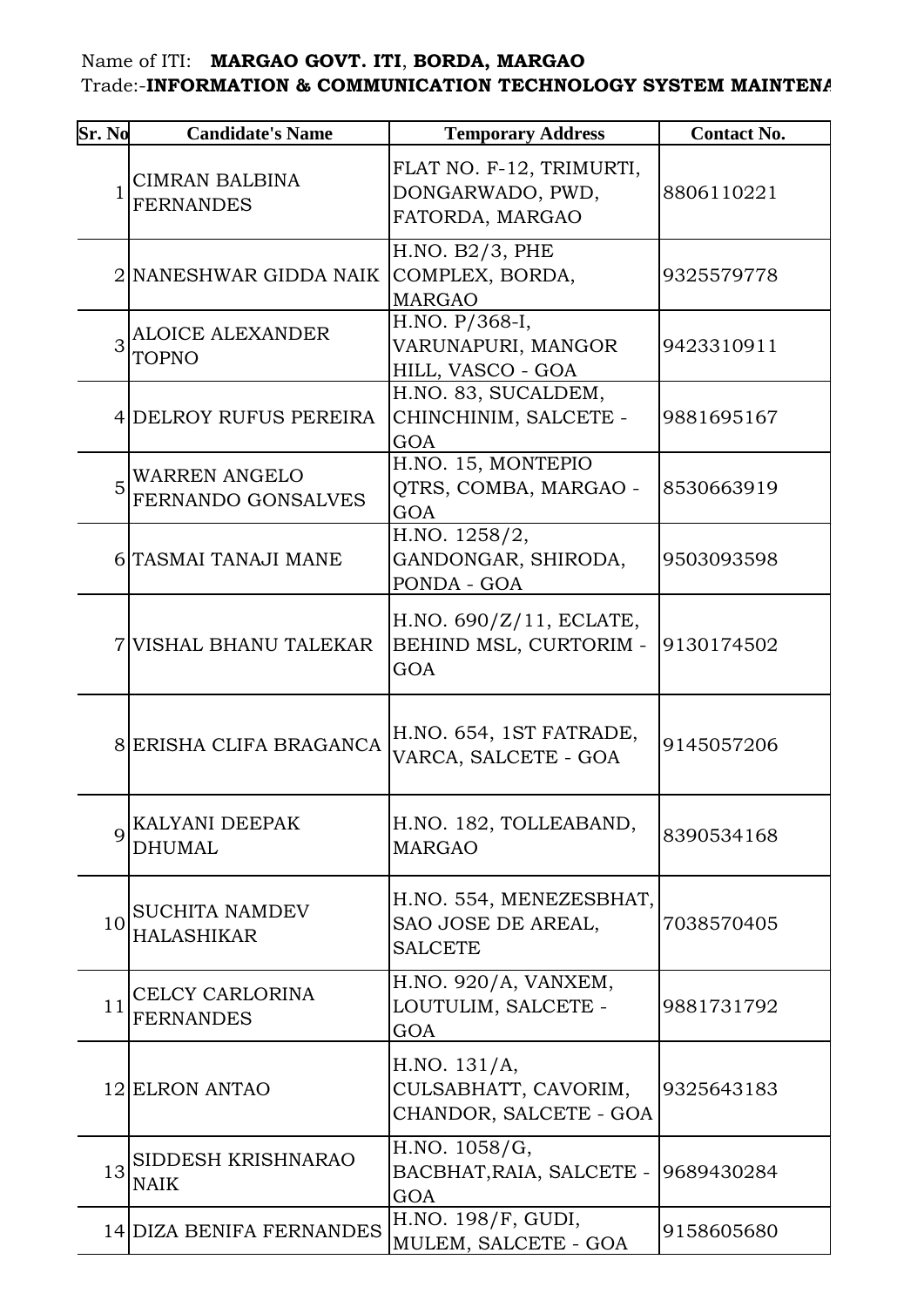Name of ITI: **MARGAO GOVT. ITI**, **BORDA, MARGAO**
Trade:-**INFORMATION & COMMUNICATION TECHNOLOGY SYSTEM MAINTENA**

| Sr. No | Candidate's Name | Temporary Address | Contact No. |
|---|---|---|---|
| 1 | CIMRAN BALBINA FERNANDES | FLAT NO. F-12, TRIMURTI, DONGARWADO, PWD, FATORDA, MARGAO | 8806110221 |
| 2 | NANESHWAR GIDDA NAIK | H.NO. B2/3, PHE COMPLEX, BORDA, MARGAO | 9325579778 |
| 3 | ALOICE ALEXANDER TOPNO | H.NO. P/368-I, VARUNAPURI, MANGOR HILL, VASCO - GOA | 9423310911 |
| 4 | DELROY RUFUS PEREIRA | H.NO. 83, SUCALDEM, CHINCHINIM, SALCETE - GOA | 9881695167 |
| 5 | WARREN ANGELO FERNANDO GONSALVES | H.NO. 15, MONTEPIO QTRS, COMBA, MARGAO - GOA | 8530663919 |
| 6 | TASMAI TANAJI MANE | H.NO. 1258/2, GANDONGAR, SHIRODA, PONDA - GOA | 9503093598 |
| 7 | VISHAL BHANU TALEKAR | H.NO. 690/Z/11, ECLATE, BEHIND MSL, CURTORIM - GOA | 9130174502 |
| 8 | ERISHA CLIFA BRAGANCA | H.NO. 654, 1ST FATRADE, VARCA, SALCETE - GOA | 9145057206 |
| 9 | KALYANI DEEPAK DHUMAL | H.NO. 182, TOLLEABAND, MARGAO | 8390534168 |
| 10 | SUCHITA NAMDEV HALASHIKAR | H.NO. 554, MENEZESBHAT, SAO JOSE DE AREAL, SALCETE | 7038570405 |
| 11 | CELCY CARLORINA FERNANDES | H.NO. 920/A, VANXEM, LOUTULIM, SALCETE - GOA | 9881731792 |
| 12 | ELRON ANTAO | H.NO. 131/A, CULSABHATT, CAVORIM, CHANDOR, SALCETE - GOA | 9325643183 |
| 13 | SIDDESH KRISHNARAO NAIK | H.NO. 1058/G, BACBHAT,RAIA, SALCETE - GOA | 9689430284 |
| 14 | DIZA BENIFA FERNANDES | H.NO. 198/F, GUDI, MULEM, SALCETE - GOA | 9158605680 |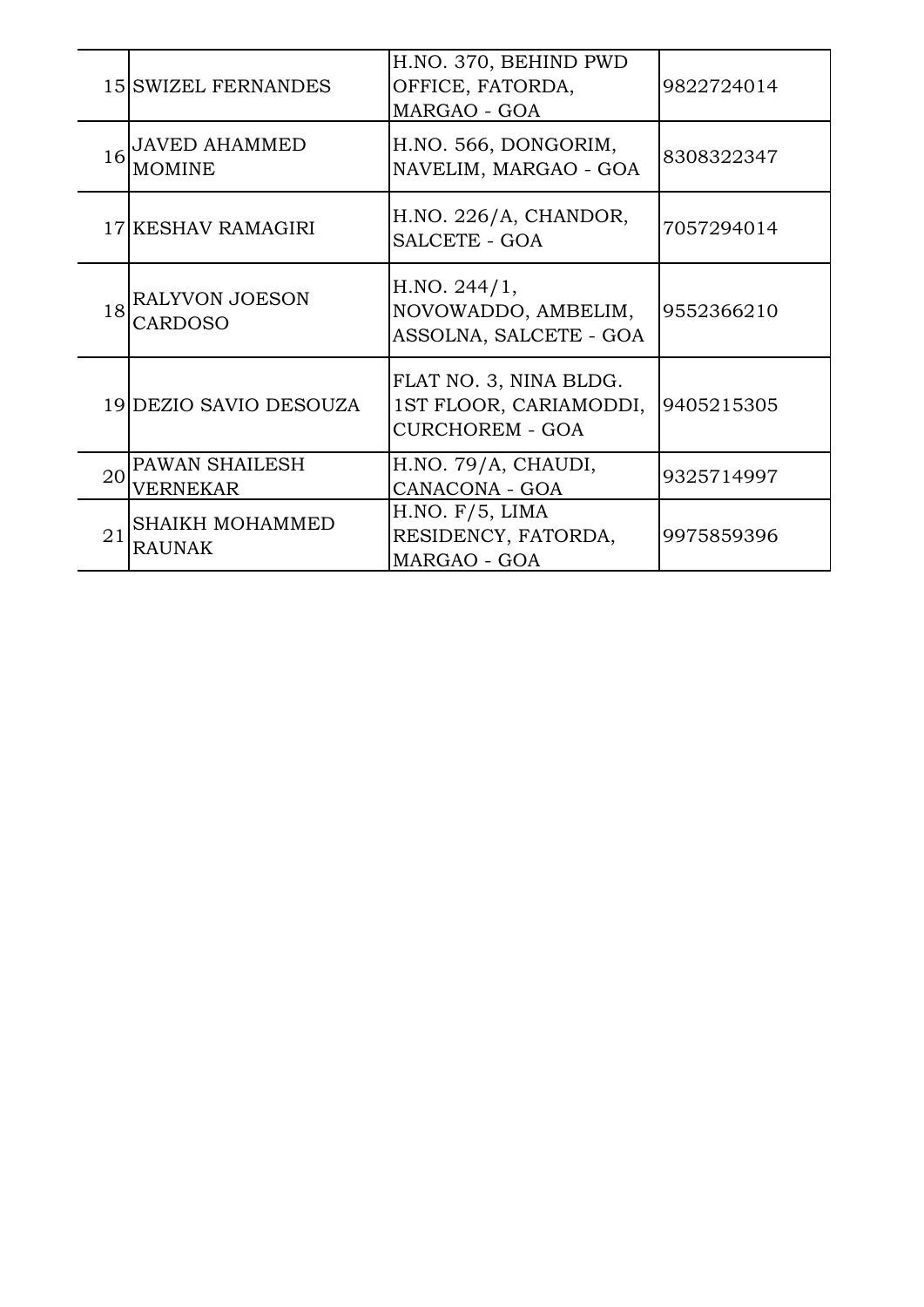| | | | |
|---|---|---|---|
| 15 | SWIZEL FERNANDES | H.NO. 370, BEHIND PWD OFFICE, FATORDA, MARGAO - GOA | 9822724014 |
| 16 | JAVED AHAMMED MOMINE | H.NO. 566, DONGORIM, NAVELIM, MARGAO - GOA | 8308322347 |
| 17 | KESHAV RAMAGIRI | H.NO. 226/A, CHANDOR, SALCETE - GOA | 7057294014 |
| 18 | RALYVON JOESON CARDOSO | H.NO. 244/1, NOVOWADDO, AMBELIM, ASSOLNA, SALCETE - GOA | 9552366210 |
| 19 | DEZIO SAVIO DESOUZA | FLAT NO. 3, NINA BLDG. 1ST FLOOR, CARIAMODDI, CURCHOREM - GOA | 9405215305 |
| 20 | PAWAN SHAILESH VERNEKAR | H.NO. 79/A, CHAUDI, CANACONA - GOA | 9325714997 |
| 21 | SHAIKH MOHAMMED RAUNAK | H.NO. F/5, LIMA RESIDENCY, FATORDA, MARGAO - GOA | 9975859396 |